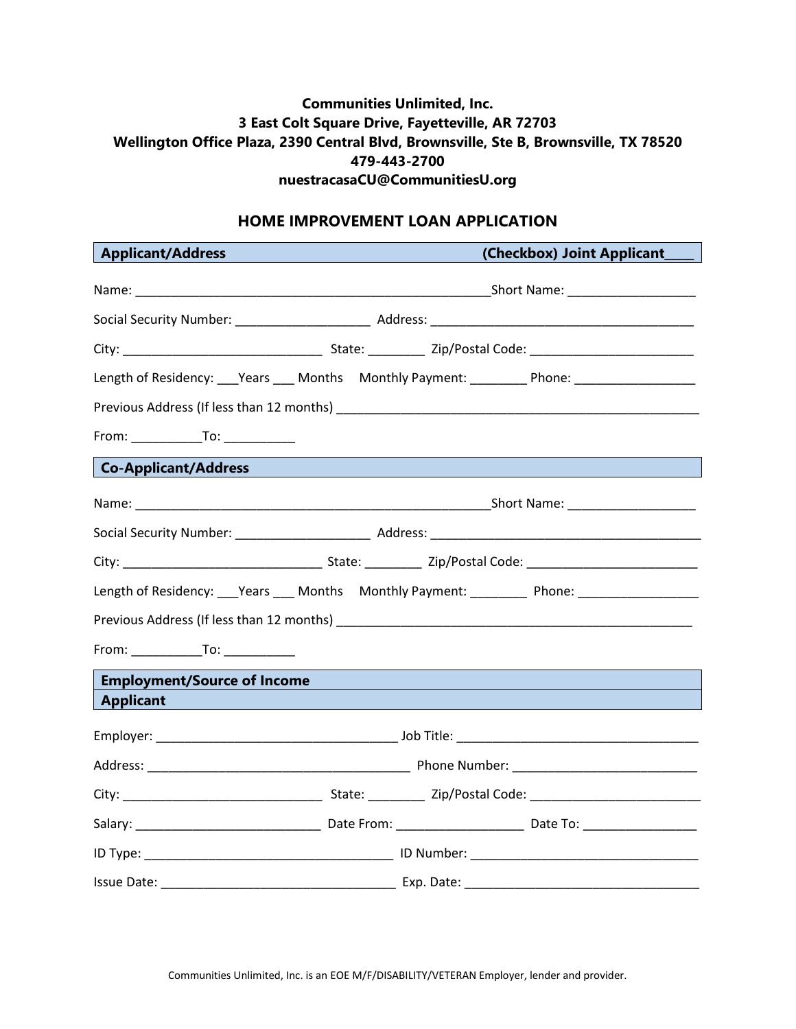**Communities Unlimited, Inc.**
**3 East Colt Square Drive, Fayetteville, AR 72703**
**Wellington Office Plaza, 2390 Central Blvd, Brownsville, Ste B, Brownsville, TX 78520**
**479-443-2700**
**nuestracasaCU@CommunitiesU.org**

## HOME IMPROVEMENT LOAN APPLICATION

### Applicant/Address (Checkbox) Joint Applicant____

Name: ____________________________________________________Short Name: __________________

Social Security Number: ___________________ Address: _______________________________________

City: ____________________________ State: ________ Zip/Postal Code: _______________________

Length of Residency: ___Years ___ Months Monthly Payment: ________ Phone: _________________

Previous Address (If less than 12 months) ___________________________________________________

From: __________To: __________

### Co-Applicant/Address

Name: ____________________________________________________Short Name: __________________

Social Security Number: ___________________ Address: _________________________________________

City: ____________________________ State: ________ Zip/Postal Code: ________________________

Length of Residency: ___Years ___ Months Monthly Payment: ________ Phone: _________________

Previous Address (If less than 12 months) ___________________________________________________

From: __________To: __________

### Employment/Source of Income

### Applicant

Employer: ___________________________________ Job Title: ___________________________________

Address: _______________________________________ Phone Number: ___________________________

City: ____________________________ State: ________ Zip/Postal Code: ________________________

Salary: ___________________________ Date From: __________________ Date To: ________________

ID Type: _____________________________________ ID Number: _________________________________

Issue Date: __________________________________ Exp. Date: __________________________________

Communities Unlimited, Inc. is an EOE M/F/DISABILITY/VETERAN Employer, lender and provider.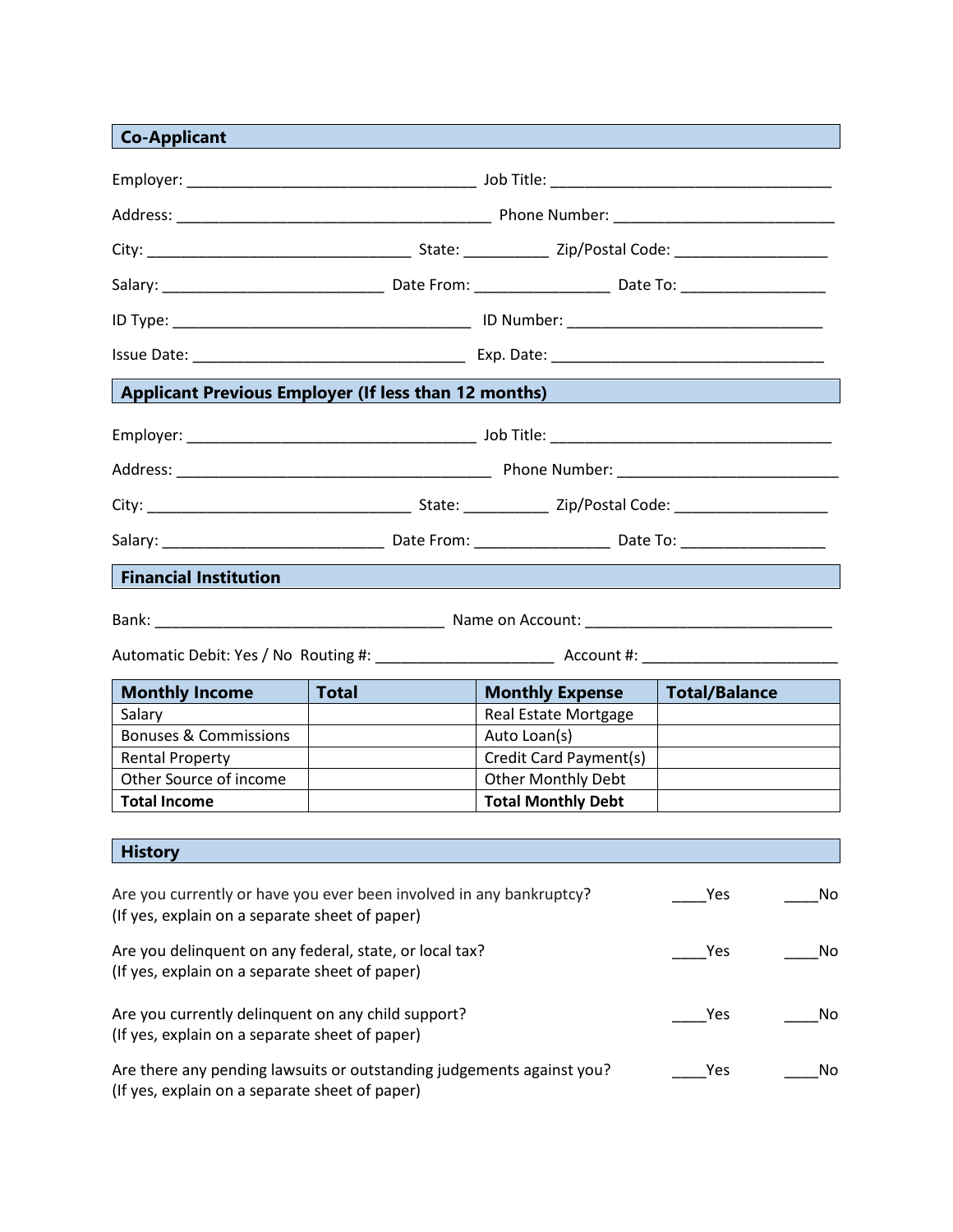## Co-Applicant

Employer: ___________________________________ Job Title: __________________________________

Address: ______________________________________ Phone Number: __________________________

City: ________________________________ State: __________ Zip/Postal Code: __________________

Salary: __________________________ Date From: ________________ Date To: _________________

ID Type: ____________________________________ ID Number: _______________________________

Issue Date: _________________________________ Exp. Date: _________________________________

## Applicant Previous Employer (If less than 12 months)

Employer: ___________________________________ Job Title: __________________________________

Address: ______________________________________ Phone Number: __________________________

City: ________________________________ State: __________ Zip/Postal Code: __________________

Salary: __________________________ Date From: ________________ Date To: _________________

## Financial Institution

Bank: ___________________________________ Name on Account: ______________________________

Automatic Debit: Yes / No Routing #: _____________________ Account #: _______________________

| Monthly Income | Total | Monthly Expense | Total/Balance |
|---|---|---|---|
| Salary | | Real Estate Mortgage | |
| Bonuses & Commissions | | Auto Loan(s) | |
| Rental Property | | Credit Card Payment(s) | |
| Other Source of income | | Other Monthly Debt | |
| **Total Income** | | **Total Monthly Debt** | |

## History

Are you currently or have you ever been involved in any bankruptcy? ____Yes ____No
(If yes, explain on a separate sheet of paper)

Are you delinquent on any federal, state, or local tax? ____Yes ____No
(If yes, explain on a separate sheet of paper)

Are you currently delinquent on any child support? ____Yes ____No
(If yes, explain on a separate sheet of paper)

Are there any pending lawsuits or outstanding judgements against you? ____Yes ____No
(If yes, explain on a separate sheet of paper)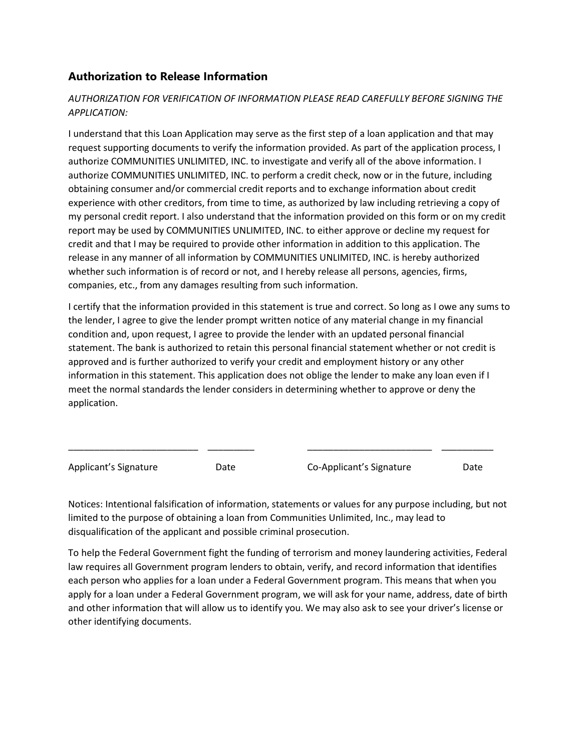## Authorization to Release Information

*AUTHORIZATION FOR VERIFICATION OF INFORMATION PLEASE READ CAREFULLY BEFORE SIGNING THE APPLICATION:*

I understand that this Loan Application may serve as the first step of a loan application and that may request supporting documents to verify the information provided. As part of the application process, I authorize COMMUNITIES UNLIMITED, INC. to investigate and verify all of the above information. I authorize COMMUNITIES UNLIMITED, INC. to perform a credit check, now or in the future, including obtaining consumer and/or commercial credit reports and to exchange information about credit experience with other creditors, from time to time, as authorized by law including retrieving a copy of my personal credit report. I also understand that the information provided on this form or on my credit report may be used by COMMUNITIES UNLIMITED, INC. to either approve or decline my request for credit and that I may be required to provide other information in addition to this application. The release in any manner of all information by COMMUNITIES UNLIMITED, INC. is hereby authorized whether such information is of record or not, and I hereby release all persons, agencies, firms, companies, etc., from any damages resulting from such information.

I certify that the information provided in this statement is true and correct. So long as I owe any sums to the lender, I agree to give the lender prompt written notice of any material change in my financial condition and, upon request, I agree to provide the lender with an updated personal financial statement. The bank is authorized to retain this personal financial statement whether or not credit is approved and is further authorized to verify your credit and employment history or any other information in this statement. This application does not oblige the lender to make any loan even if I meet the normal standards the lender considers in determining whether to approve or deny the application.

_________________________ _________ _________________________ __________

Applicant's Signature Date Co-Applicant's Signature Date

Notices: Intentional falsification of information, statements or values for any purpose including, but not limited to the purpose of obtaining a loan from Communities Unlimited, Inc., may lead to disqualification of the applicant and possible criminal prosecution.

To help the Federal Government fight the funding of terrorism and money laundering activities, Federal law requires all Government program lenders to obtain, verify, and record information that identifies each person who applies for a loan under a Federal Government program. This means that when you apply for a loan under a Federal Government program, we will ask for your name, address, date of birth and other information that will allow us to identify you. We may also ask to see your driver's license or other identifying documents.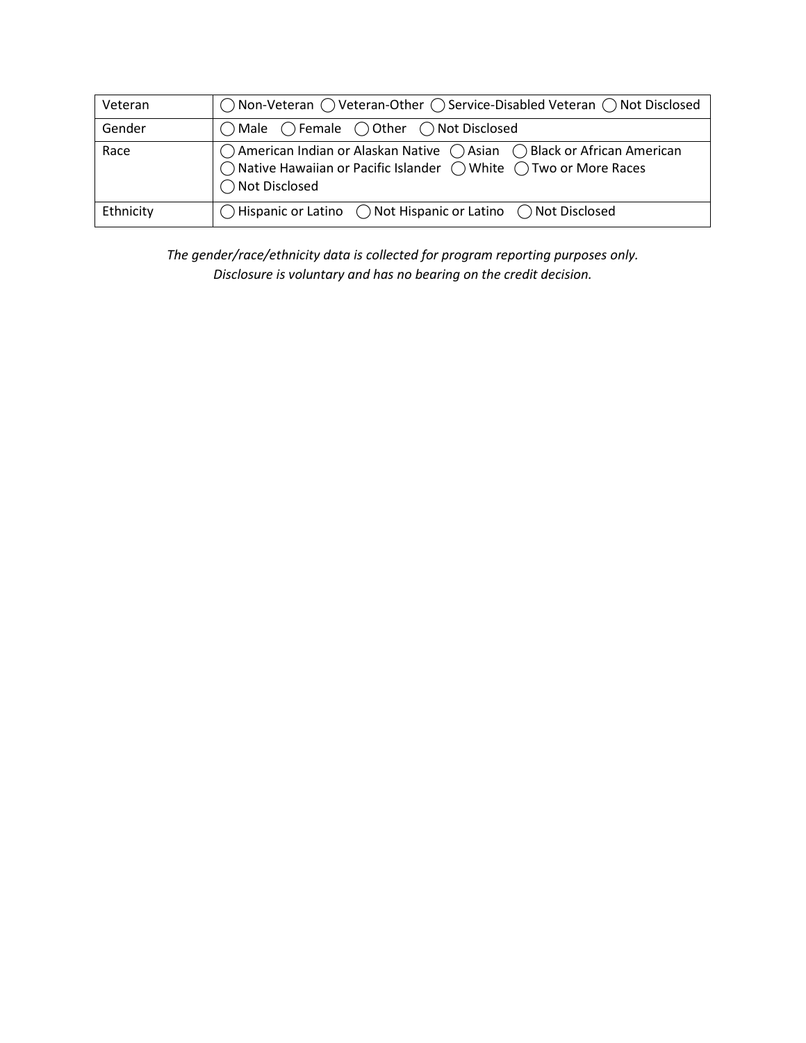| | |
|---|---|
| Veteran | ◯ Non-Veteran ◯ Veteran-Other ◯ Service-Disabled Veteran ◯ Not Disclosed |
| Gender | ◯ Male ◯ Female ◯ Other ◯ Not Disclosed |
| Race | ◯ American Indian or Alaskan Native ◯ Asian ◯ Black or African American ◯ Native Hawaiian or Pacific Islander ◯ White ◯ Two or More Races ◯ Not Disclosed |
| Ethnicity | ◯ Hispanic or Latino ◯ Not Hispanic or Latino ◯ Not Disclosed |

*The gender/race/ethnicity data is collected for program reporting purposes only. Disclosure is voluntary and has no bearing on the credit decision.*